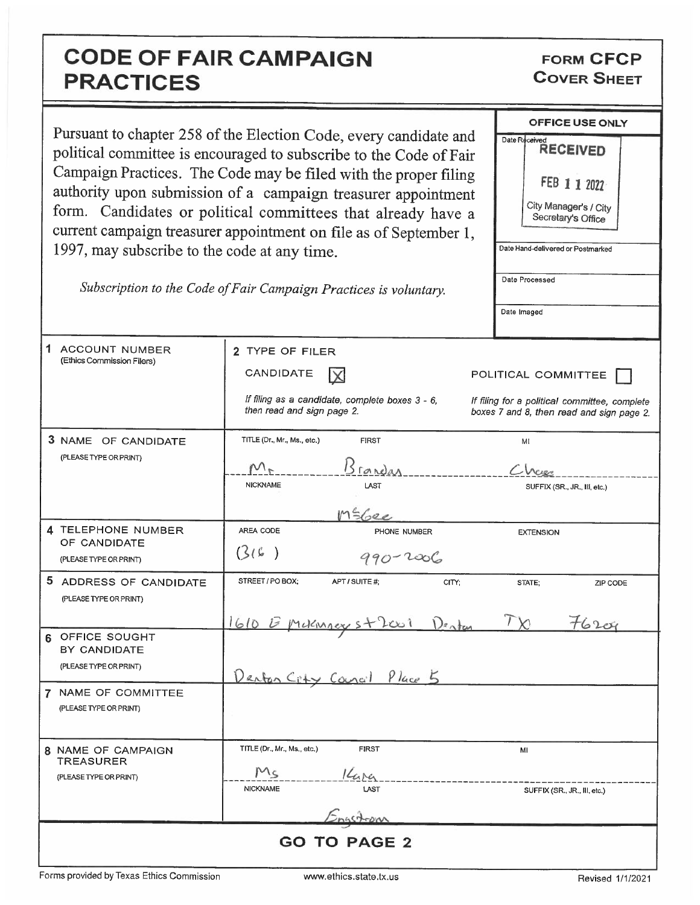# CODE OF FAIR CAMPAIGN PRACTICES

**FORM CFCP**
**COVER SHEET**

Pursuant to chapter 258 of the Election Code, every candidate and political committee is encouraged to subscribe to the Code of Fair Campaign Practices. The Code may be filed with the proper filing authority upon submission of a campaign treasurer appointment form. Candidates or political committees that already have a current campaign treasurer appointment on file as of September 1, 1997, may subscribe to the code at any time.

*Subscription to the Code of Fair Campaign Practices is voluntary.*

**OFFICE USE ONLY**

Date Received: RECEIVED FEB 11 2022 City Manager's / City Secretary's Office

Date Hand-delivered or Postmarked:

Date Processed:

Date Imaged:

| | |
|---|---|
| **1 ACCOUNT NUMBER** (Ethics Commission Filers) | **2 TYPE OF FILER** CANDIDATE [X] POLITICAL COMMITTEE [ ] <br> *If filing as a candidate, complete boxes 3 - 6, then read and sign page 2.* <br> *If filing for a political committee, complete boxes 7 and 8, then read and sign page 2.* |
| **3 NAME OF CANDIDATE** (PLEASE TYPE OR PRINT) | TITLE (Dr., Mr., Ms., etc.): Mr <br> FIRST: Brandon <br> MI: Chase <br> NICKNAME: <br> LAST: McGee <br> SUFFIX (SR., JR., III, etc.): |
| **4 TELEPHONE NUMBER OF CANDIDATE** (PLEASE TYPE OR PRINT) | AREA CODE: (316) <br> PHONE NUMBER: 990-2006 <br> EXTENSION: |
| **5 ADDRESS OF CANDIDATE** (PLEASE TYPE OR PRINT) | STREET / PO BOX; APT / SUITE #; CITY; STATE; ZIP CODE <br> 1610 E McKinney st 2001 Denton TX 76209 |
| **6 OFFICE SOUGHT BY CANDIDATE** (PLEASE TYPE OR PRINT) | Denton City Council Place 5 |
| **7 NAME OF COMMITTEE** (PLEASE TYPE OR PRINT) | |
| **8 NAME OF CAMPAIGN TREASURER** (PLEASE TYPE OR PRINT) | TITLE (Dr., Mr., Ms., etc.): Ms <br> FIRST: Kara <br> MI: <br> NICKNAME: <br> LAST: Engstrom <br> SUFFIX (SR., JR., III, etc.): |

**GO TO PAGE 2**

Forms provided by Texas Ethics Commission www.ethics.state.tx.us Revised 1/1/2021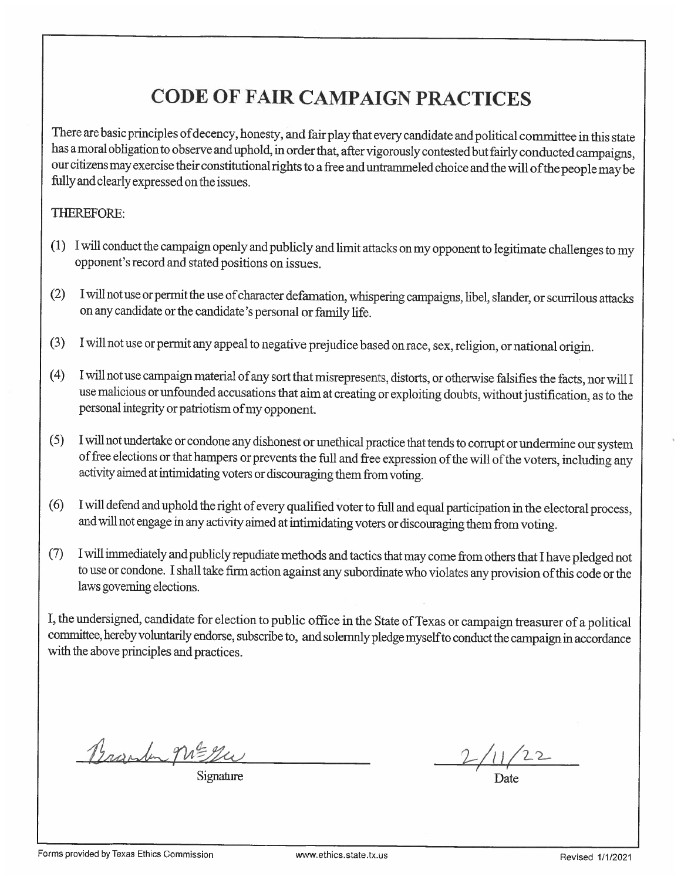# CODE OF FAIR CAMPAIGN PRACTICES

There are basic principles of decency, honesty, and fair play that every candidate and political committee in this state has a moral obligation to observe and uphold, in order that, after vigorously contested but fairly conducted campaigns, our citizens may exercise their constitutional rights to a free and untrammeled choice and the will of the people may be fully and clearly expressed on the issues.

THEREFORE:

(1) I will conduct the campaign openly and publicly and limit attacks on my opponent to legitimate challenges to my opponent's record and stated positions on issues.

(2) I will not use or permit the use of character defamation, whispering campaigns, libel, slander, or scurrilous attacks on any candidate or the candidate's personal or family life.

(3) I will not use or permit any appeal to negative prejudice based on race, sex, religion, or national origin.

(4) I will not use campaign material of any sort that misrepresents, distorts, or otherwise falsifies the facts, nor will I use malicious or unfounded accusations that aim at creating or exploiting doubts, without justification, as to the personal integrity or patriotism of my opponent.

(5) I will not undertake or condone any dishonest or unethical practice that tends to corrupt or undermine our system of free elections or that hampers or prevents the full and free expression of the will of the voters, including any activity aimed at intimidating voters or discouraging them from voting.

(6) I will defend and uphold the right of every qualified voter to full and equal participation in the electoral process, and will not engage in any activity aimed at intimidating voters or discouraging them from voting.

(7) I will immediately and publicly repudiate methods and tactics that may come from others that I have pledged not to use or condone. I shall take firm action against any subordinate who violates any provision of this code or the laws governing elections.

I, the undersigned, candidate for election to public office in the State of Texas or campaign treasurer of a political committee, hereby voluntarily endorse, subscribe to, and solemnly pledge myself to conduct the campaign in accordance with the above principles and practices.

Brandon McGee
Signature

2/11/22
Date

Forms provided by Texas Ethics Commission www.ethics.state.tx.us Revised 1/1/2021